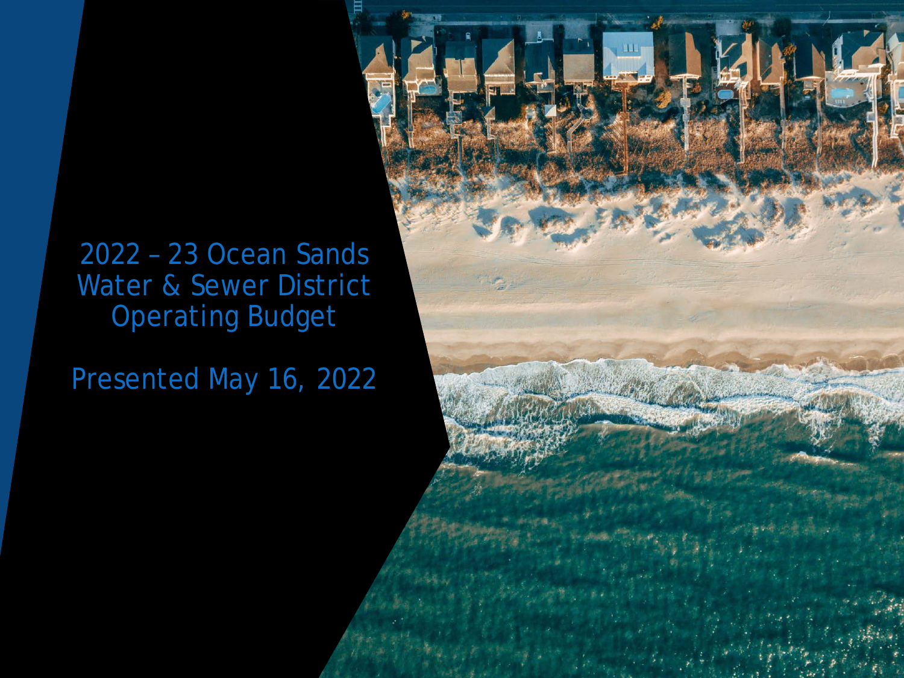# 2022 – 23 Ocean Sands Water & Sewer District Operating Budget

Presented May 16, 2022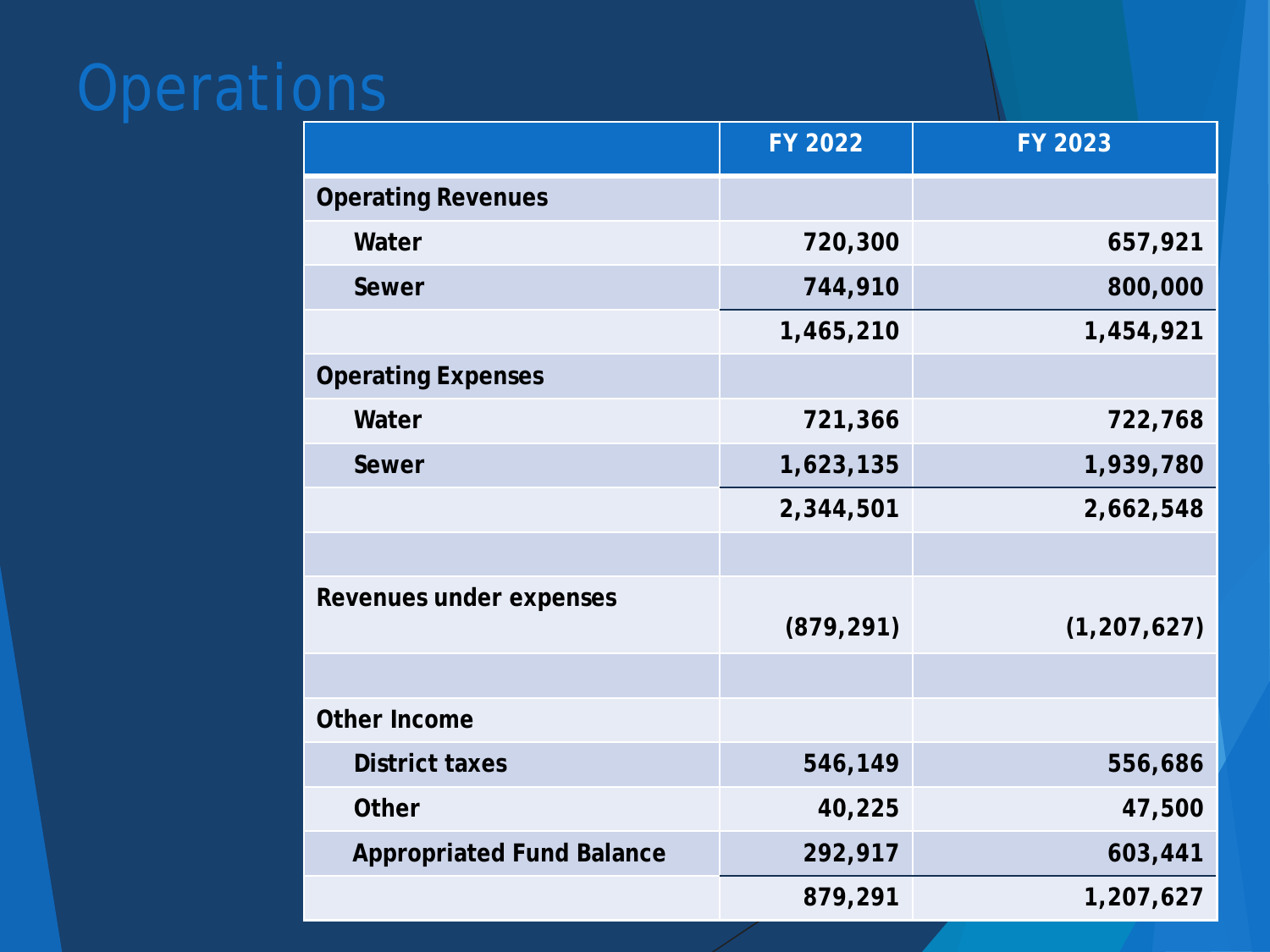# Operations

| | FY 2022 | FY 2023 |
|---|---:|---:|
| **Operating Revenues** | | |
| Water | 720,300 | 657,921 |
| Sewer | 744,910 | 800,000 |
| | 1,465,210 | 1,454,921 |
| **Operating Expenses** | | |
| Water | 721,366 | 722,768 |
| Sewer | 1,623,135 | 1,939,780 |
| | 2,344,501 | 2,662,548 |
| | | |
| **Revenues under expenses** | (879,291) | (1,207,627) |
| | | |
| **Other Income** | | |
| District taxes | 546,149 | 556,686 |
| Other | 40,225 | 47,500 |
| Appropriated Fund Balance | 292,917 | 603,441 |
| | 879,291 | 1,207,627 |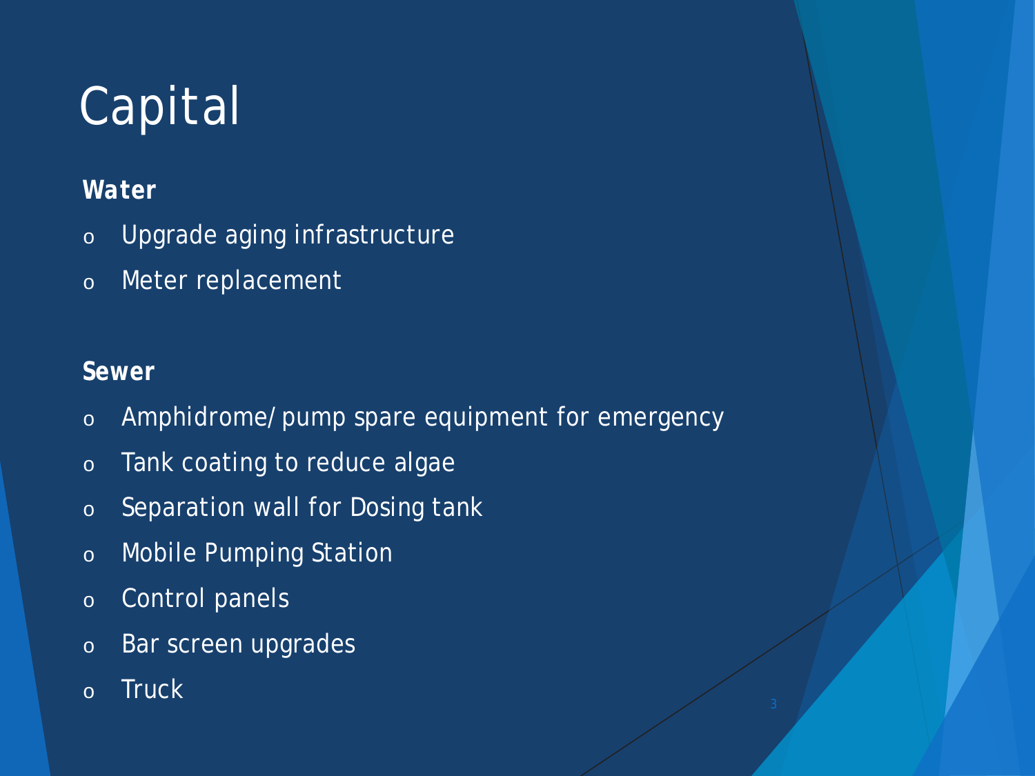# Capital

**Water**

- Upgrade aging infrastructure
- Meter replacement

**Sewer**

- Amphidrome/ pump spare equipment for emergency
- Tank coating to reduce algae
- Separation wall for Dosing tank
- Mobile Pumping Station
- Control panels
- Bar screen upgrades
- Truck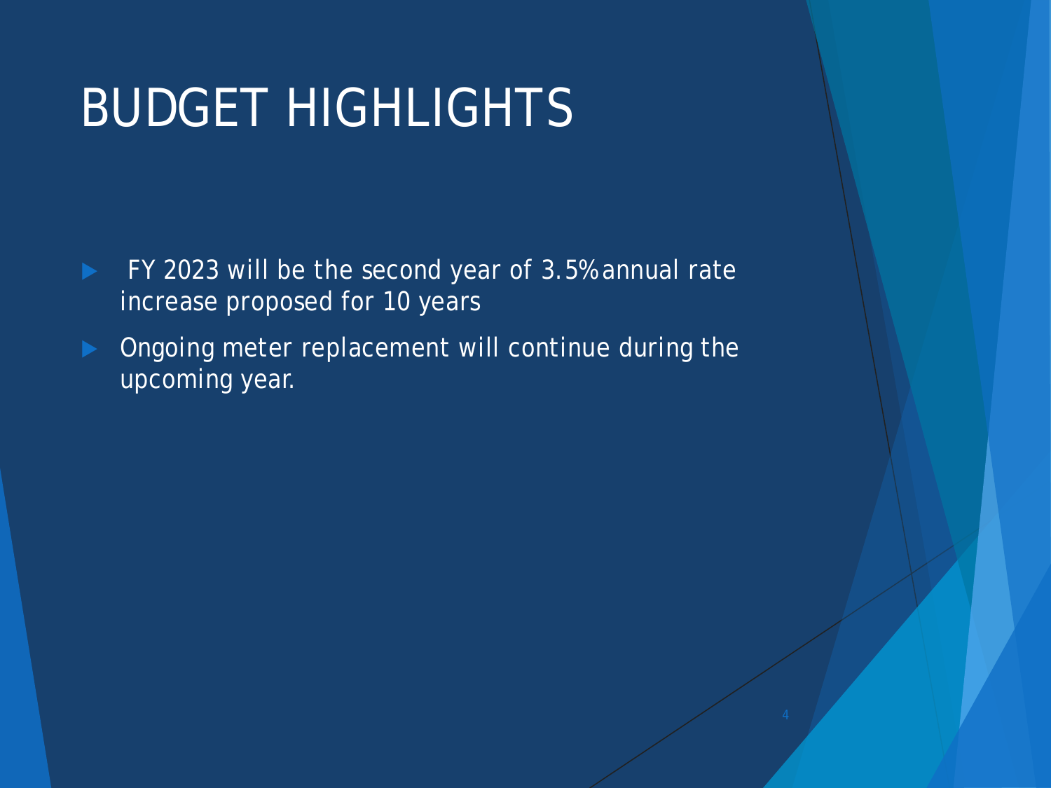# BUDGET HIGHLIGHTS

- FY 2023 will be the second year of 3.5% annual rate increase proposed for 10 years
- Ongoing meter replacement will continue during the upcoming year.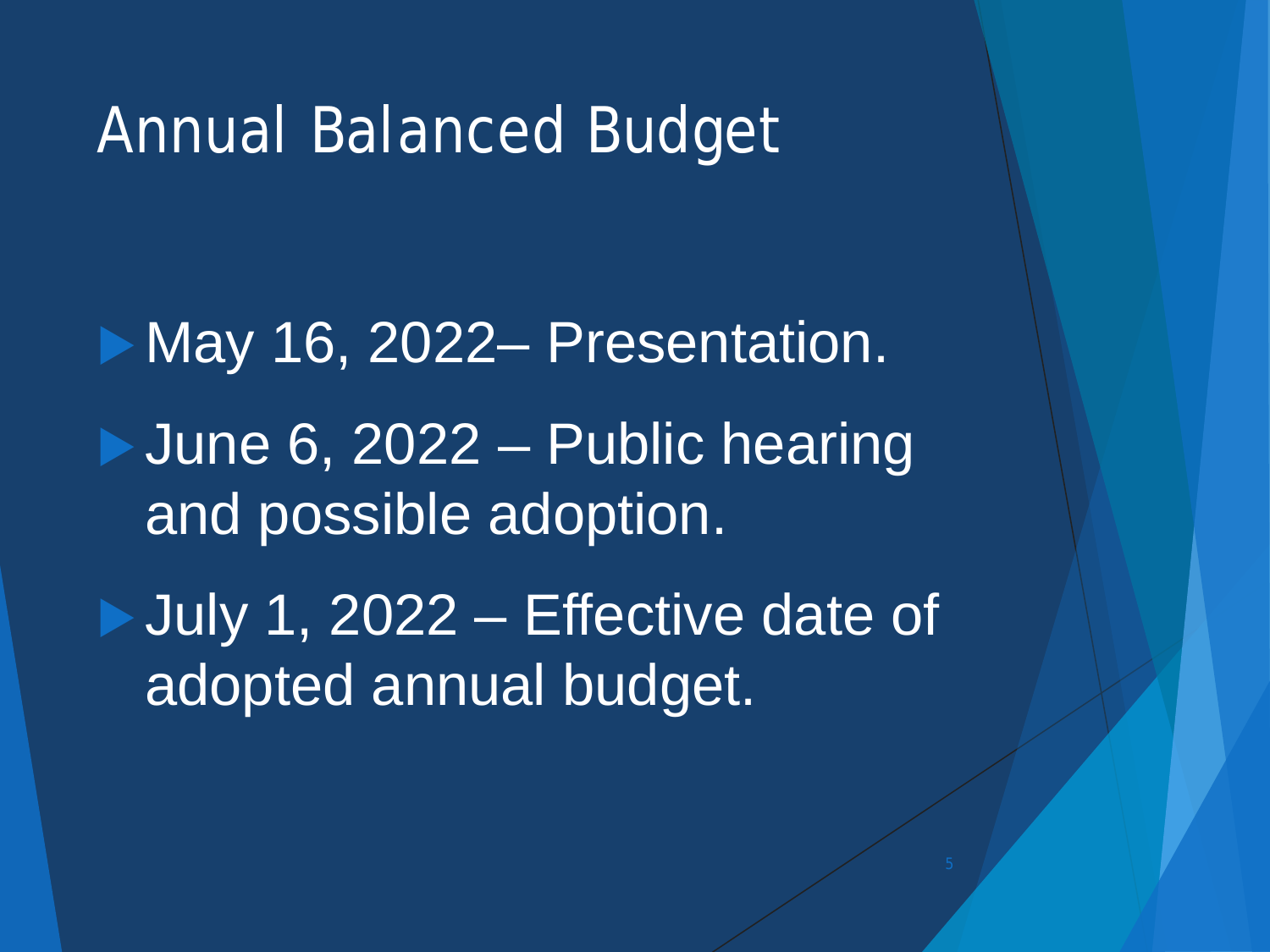# Annual Balanced Budget

- May 16, 2022– Presentation.
- June 6, 2022 – Public hearing and possible adoption.
- July 1, 2022 – Effective date of adopted annual budget.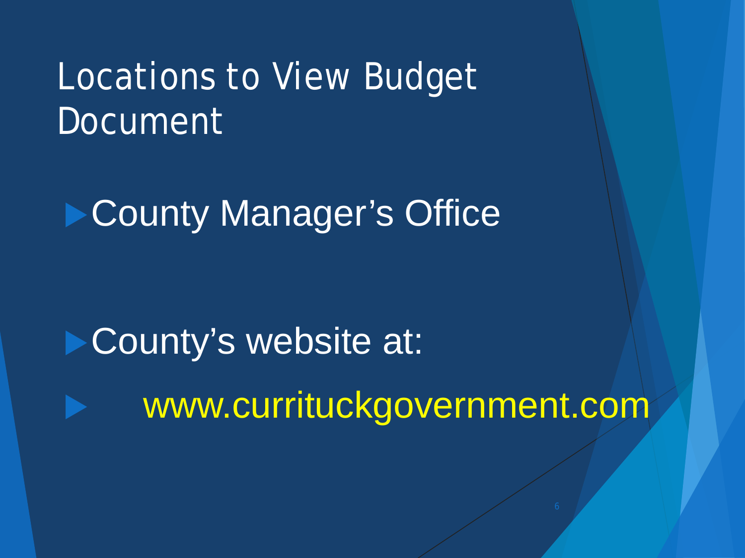# Locations to View Budget Document

- County Manager's Office
- County's website at:
- www.currituckgovernment.com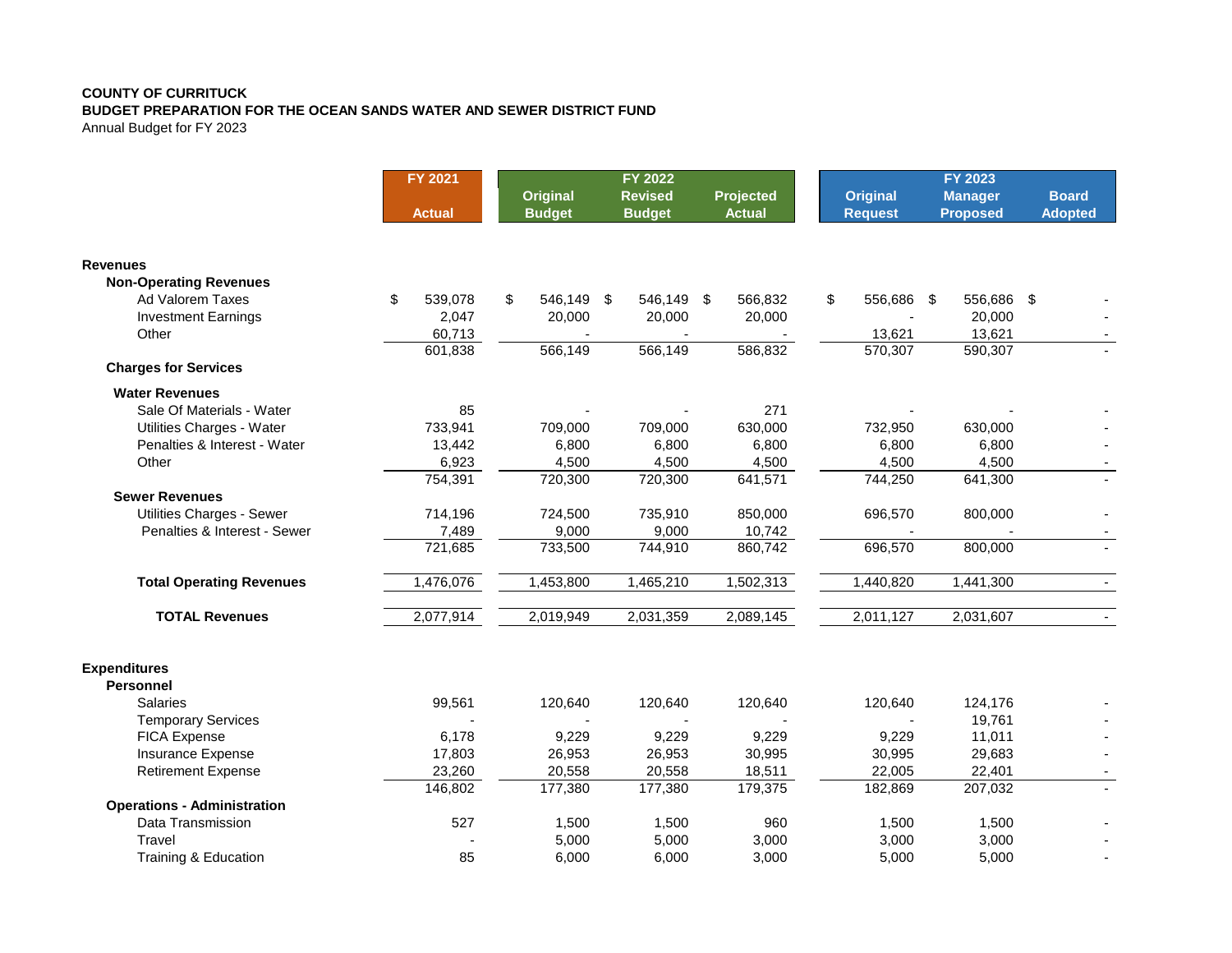**COUNTY OF CURRITUCK**
**BUDGET PREPARATION FOR THE OCEAN SANDS WATER AND SEWER DISTRICT FUND**
Annual Budget for FY 2023

| | FY 2021 | FY 2022 | | | FY 2023 | | |
|---|---|---|---|---|---|---|---|
| | Actual | Original Budget | Revised Budget | Projected Actual | Original Request | Manager Proposed | Board Adopted |
| **Revenues** | | | | | | | |
| **Non-Operating Revenues** | | | | | | | |
| Ad Valorem Taxes | $ 539,078 | $ 546,149 | $ 546,149 | $ 566,832 | $ 556,686 | $ 556,686 | $ - |
| Investment Earnings | 2,047 | 20,000 | 20,000 | 20,000 | - | 20,000 | - |
| Other | 60,713 | - | - | - | 13,621 | 13,621 | - |
| | 601,838 | 566,149 | 566,149 | 586,832 | 570,307 | 590,307 | - |
| **Charges for Services** | | | | | | | |
| **Water Revenues** | | | | | | | |
| Sale Of Materials - Water | 85 | - | - | 271 | - | - | - |
| Utilities Charges - Water | 733,941 | 709,000 | 709,000 | 630,000 | 732,950 | 630,000 | - |
| Penalties & Interest - Water | 13,442 | 6,800 | 6,800 | 6,800 | 6,800 | 6,800 | - |
| Other | 6,923 | 4,500 | 4,500 | 4,500 | 4,500 | 4,500 | - |
| | 754,391 | 720,300 | 720,300 | 641,571 | 744,250 | 641,300 | - |
| **Sewer Revenues** | | | | | | | |
| Utilities Charges - Sewer | 714,196 | 724,500 | 735,910 | 850,000 | 696,570 | 800,000 | - |
| Penalties & Interest - Sewer | 7,489 | 9,000 | 9,000 | 10,742 | - | - | - |
| | 721,685 | 733,500 | 744,910 | 860,742 | 696,570 | 800,000 | - |
| **Total Operating Revenues** | 1,476,076 | 1,453,800 | 1,465,210 | 1,502,313 | 1,440,820 | 1,441,300 | - |
| **TOTAL Revenues** | 2,077,914 | 2,019,949 | 2,031,359 | 2,089,145 | 2,011,127 | 2,031,607 | - |
| **Expenditures** | | | | | | | |
| **Personnel** | | | | | | | |
| Salaries | 99,561 | 120,640 | 120,640 | 120,640 | 120,640 | 124,176 | - |
| Temporary Services | - | - | - | - | - | 19,761 | - |
| FICA Expense | 6,178 | 9,229 | 9,229 | 9,229 | 9,229 | 11,011 | - |
| Insurance Expense | 17,803 | 26,953 | 26,953 | 30,995 | 30,995 | 29,683 | - |
| Retirement Expense | 23,260 | 20,558 | 20,558 | 18,511 | 22,005 | 22,401 | - |
| | 146,802 | 177,380 | 177,380 | 179,375 | 182,869 | 207,032 | - |
| **Operations - Administration** | | | | | | | |
| Data Transmission | 527 | 1,500 | 1,500 | 960 | 1,500 | 1,500 | - |
| Travel | - | 5,000 | 5,000 | 3,000 | 3,000 | 3,000 | - |
| Training & Education | 85 | 6,000 | 6,000 | 3,000 | 5,000 | 5,000 | - |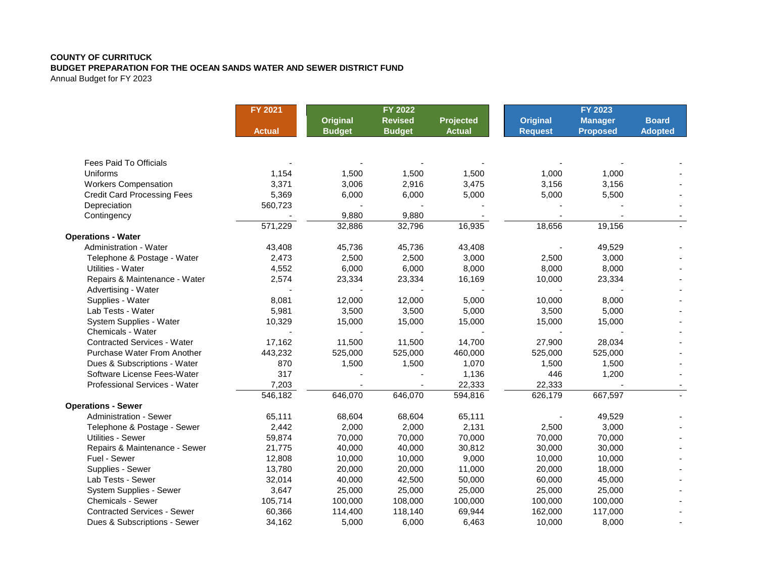**COUNTY OF CURRITUCK**
**BUDGET PREPARATION FOR THE OCEAN SANDS WATER AND SEWER DISTRICT FUND**
Annual Budget for FY 2023

| | FY 2021 | FY 2022 | | | FY 2023 | | |
|---|---|---|---|---|---|---|---|
| | Actual | Original Budget | Revised Budget | Projected Actual | Original Request | Manager Proposed | Board Adopted |
| Fees Paid To Officials | - | - | - | - | - | - | - |
| Uniforms | 1,154 | 1,500 | 1,500 | 1,500 | 1,000 | 1,000 | - |
| Workers Compensation | 3,371 | 3,006 | 2,916 | 3,475 | 3,156 | 3,156 | - |
| Credit Card Processing Fees | 5,369 | 6,000 | 6,000 | 5,000 | 5,000 | 5,500 | - |
| Depreciation | 560,723 | - | - | - | - | - | - |
| Contingency | - | 9,880 | 9,880 | - | - | - | - |
| | 571,229 | 32,886 | 32,796 | 16,935 | 18,656 | 19,156 | - |
| **Operations - Water** | | | | | | | |
| Administration - Water | 43,408 | 45,736 | 45,736 | 43,408 | - | 49,529 | - |
| Telephone & Postage - Water | 2,473 | 2,500 | 2,500 | 3,000 | 2,500 | 3,000 | - |
| Utilities - Water | 4,552 | 6,000 | 6,000 | 8,000 | 8,000 | 8,000 | - |
| Repairs & Maintenance - Water | 2,574 | 23,334 | 23,334 | 16,169 | 10,000 | 23,334 | - |
| Advertising - Water | - | - | - | - | - | - | - |
| Supplies - Water | 8,081 | 12,000 | 12,000 | 5,000 | 10,000 | 8,000 | - |
| Lab Tests - Water | 5,981 | 3,500 | 3,500 | 5,000 | 3,500 | 5,000 | - |
| System Supplies - Water | 10,329 | 15,000 | 15,000 | 15,000 | 15,000 | 15,000 | - |
| Chemicals - Water | - | - | - | - | - | - | - |
| Contracted Services - Water | 17,162 | 11,500 | 11,500 | 14,700 | 27,900 | 28,034 | - |
| Purchase Water From Another | 443,232 | 525,000 | 525,000 | 460,000 | 525,000 | 525,000 | - |
| Dues & Subscriptions - Water | 870 | 1,500 | 1,500 | 1,070 | 1,500 | 1,500 | - |
| Software License Fees-Water | 317 | - | - | 1,136 | 446 | 1,200 | - |
| Professional Services - Water | 7,203 | - | - | 22,333 | 22,333 | - | - |
| | 546,182 | 646,070 | 646,070 | 594,816 | 626,179 | 667,597 | - |
| **Operations - Sewer** | | | | | | | |
| Administration - Sewer | 65,111 | 68,604 | 68,604 | 65,111 | - | 49,529 | - |
| Telephone & Postage - Sewer | 2,442 | 2,000 | 2,000 | 2,131 | 2,500 | 3,000 | - |
| Utilities - Sewer | 59,874 | 70,000 | 70,000 | 70,000 | 70,000 | 70,000 | - |
| Repairs & Maintenance - Sewer | 21,775 | 40,000 | 40,000 | 30,812 | 30,000 | 30,000 | - |
| Fuel - Sewer | 12,808 | 10,000 | 10,000 | 9,000 | 10,000 | 10,000 | - |
| Supplies - Sewer | 13,780 | 20,000 | 20,000 | 11,000 | 20,000 | 18,000 | - |
| Lab Tests - Sewer | 32,014 | 40,000 | 42,500 | 50,000 | 60,000 | 45,000 | - |
| System Supplies - Sewer | 3,647 | 25,000 | 25,000 | 25,000 | 25,000 | 25,000 | - |
| Chemicals - Sewer | 105,714 | 100,000 | 108,000 | 100,000 | 100,000 | 100,000 | - |
| Contracted Services - Sewer | 60,366 | 114,400 | 118,140 | 69,944 | 162,000 | 117,000 | - |
| Dues & Subscriptions - Sewer | 34,162 | 5,000 | 6,000 | 6,463 | 10,000 | 8,000 | - |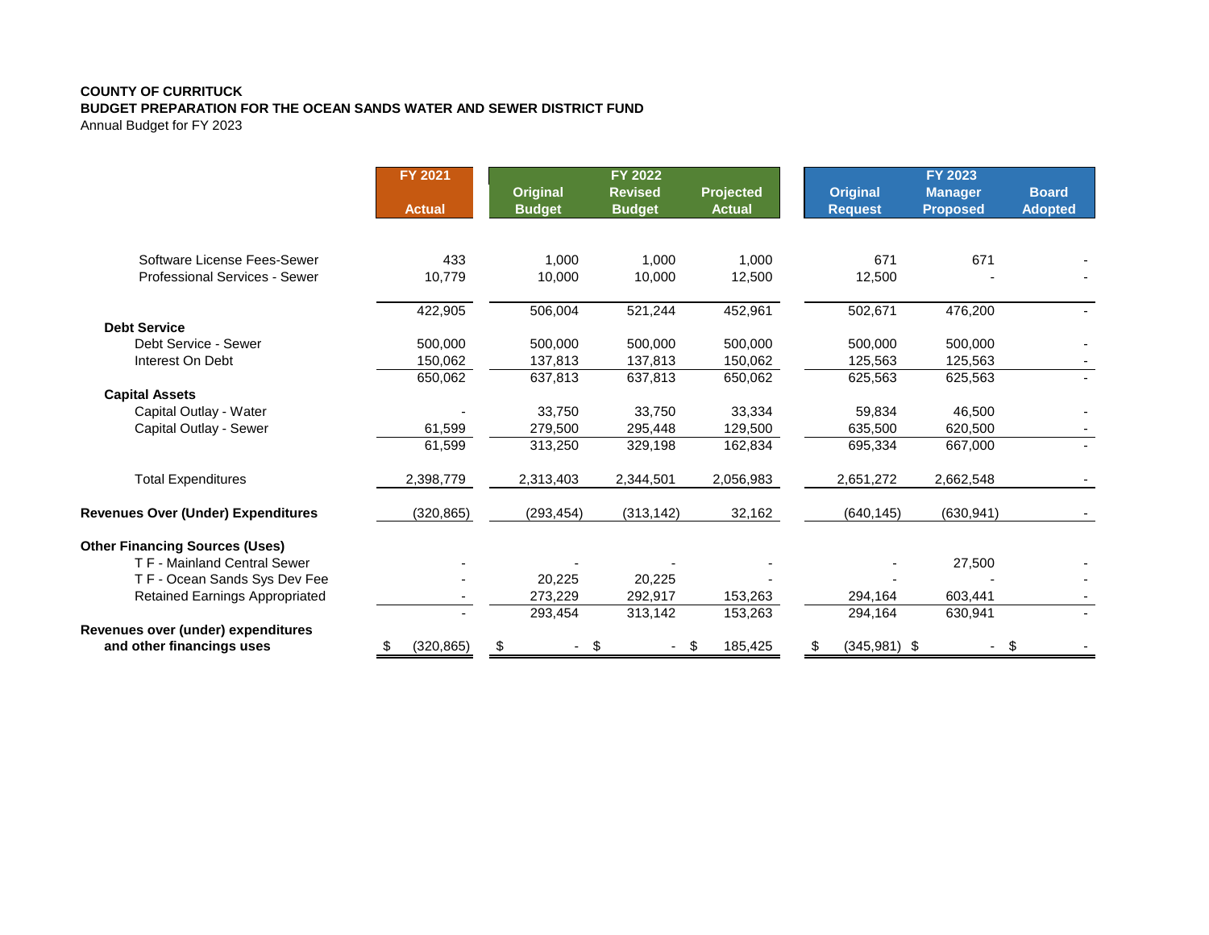**COUNTY OF CURRITUCK**
**BUDGET PREPARATION FOR THE OCEAN SANDS WATER AND SEWER DISTRICT FUND**
Annual Budget for FY 2023

| | FY 2021 | FY 2022 | | | FY 2023 | | |
|---|---|---|---|---|---|---|---|
| | Actual | Original Budget | Revised Budget | Projected Actual | Original Request | Manager Proposed | Board Adopted |
| Software License Fees-Sewer | 433 | 1,000 | 1,000 | 1,000 | 671 | 671 | - |
| Professional Services - Sewer | 10,779 | 10,000 | 10,000 | 12,500 | 12,500 | - | - |
| | 422,905 | 506,004 | 521,244 | 452,961 | 502,671 | 476,200 | - |
| **Debt Service** | | | | | | | |
| Debt Service - Sewer | 500,000 | 500,000 | 500,000 | 500,000 | 500,000 | 500,000 | - |
| Interest On Debt | 150,062 | 137,813 | 137,813 | 150,062 | 125,563 | 125,563 | - |
| | 650,062 | 637,813 | 637,813 | 650,062 | 625,563 | 625,563 | - |
| **Capital Assets** | | | | | | | |
| Capital Outlay - Water | - | 33,750 | 33,750 | 33,334 | 59,834 | 46,500 | - |
| Capital Outlay - Sewer | 61,599 | 279,500 | 295,448 | 129,500 | 635,500 | 620,500 | - |
| | 61,599 | 313,250 | 329,198 | 162,834 | 695,334 | 667,000 | - |
| Total Expenditures | 2,398,779 | 2,313,403 | 2,344,501 | 2,056,983 | 2,651,272 | 2,662,548 | - |
| **Revenues Over (Under) Expenditures** | (320,865) | (293,454) | (313,142) | 32,162 | (640,145) | (630,941) | - |
| **Other Financing Sources (Uses)** | | | | | | | |
| T F - Mainland Central Sewer | - | - | - | - | - | 27,500 | - |
| T F - Ocean Sands Sys Dev Fee | - | 20,225 | 20,225 | - | - | - | - |
| Retained Earnings Appropriated | - | 273,229 | 292,917 | 153,263 | 294,164 | 603,441 | - |
| | - | 293,454 | 313,142 | 153,263 | 294,164 | 630,941 | - |
| **Revenues over (under) expenditures and other financings uses** | $ (320,865) | $ - | $ - | $ 185,425 | $ (345,981) | $ - | $ - |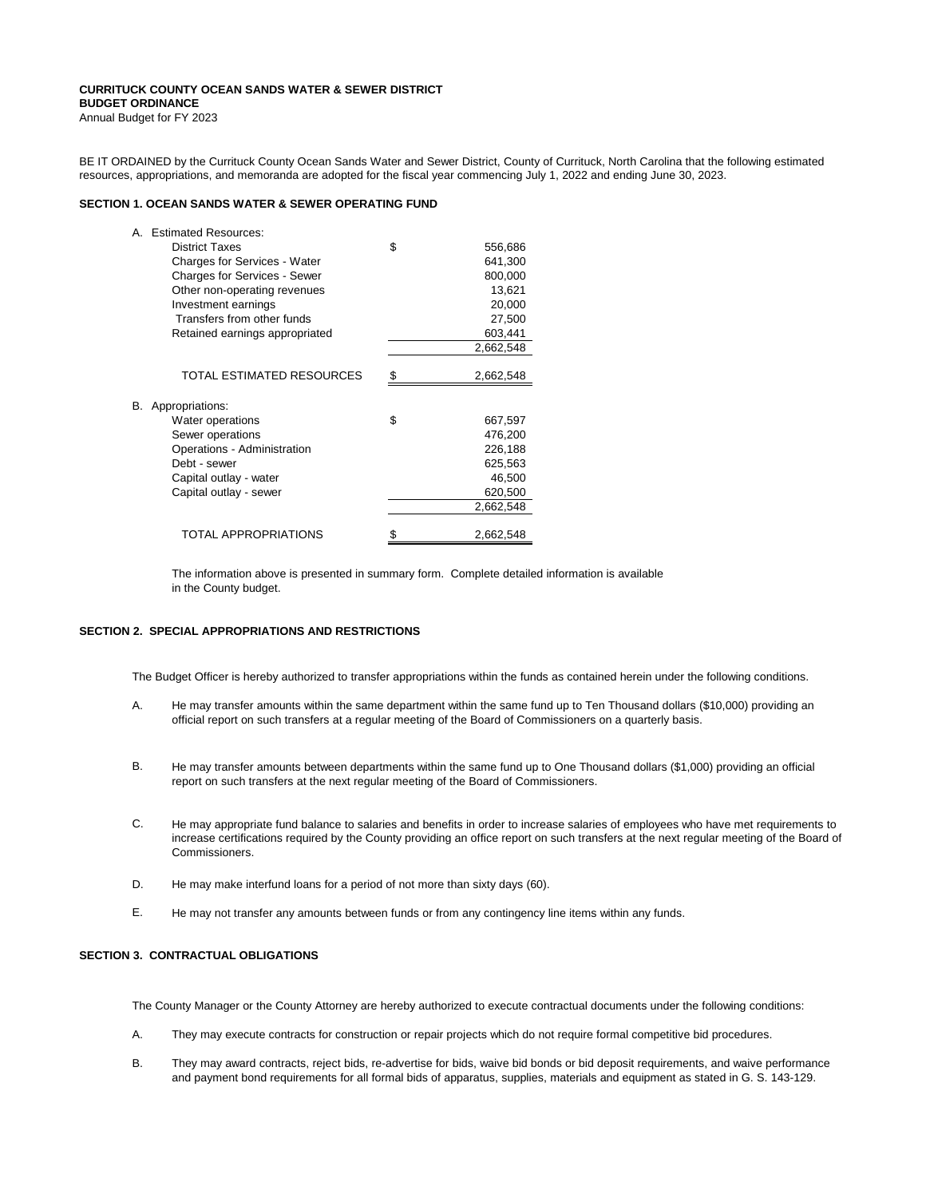**CURRITUCK COUNTY OCEAN SANDS WATER & SEWER DISTRICT**
**BUDGET ORDINANCE**
Annual Budget for FY 2023

BE IT ORDAINED by the Currituck County Ocean Sands Water and Sewer District, County of Currituck, North Carolina that the following estimated resources, appropriations, and memoranda are adopted for the fiscal year commencing July 1, 2022 and ending June 30, 2023.

**SECTION 1. OCEAN SANDS WATER & SEWER OPERATING FUND**

| | | |
|---|---|---|
| A. Estimated Resources: | | |
| District Taxes | $ | 556,686 |
| Charges for Services - Water | | 641,300 |
| Charges for Services - Sewer | | 800,000 |
| Other non-operating revenues | | 13,621 |
| Investment earnings | | 20,000 |
| Transfers from other funds | | 27,500 |
| Retained earnings appropriated | | 603,441 |
| | | 2,662,548 |
| TOTAL ESTIMATED RESOURCES | $ | 2,662,548 |
| B. Appropriations: | | |
| Water operations | $ | 667,597 |
| Sewer operations | | 476,200 |
| Operations - Administration | | 226,188 |
| Debt - sewer | | 625,563 |
| Capital outlay - water | | 46,500 |
| Capital outlay - sewer | | 620,500 |
| | | 2,662,548 |
| TOTAL APPROPRIATIONS | $ | 2,662,548 |

The information above is presented in summary form. Complete detailed information is available in the County budget.

**SECTION 2. SPECIAL APPROPRIATIONS AND RESTRICTIONS**

The Budget Officer is hereby authorized to transfer appropriations within the funds as contained herein under the following conditions.

A. He may transfer amounts within the same department within the same fund up to Ten Thousand dollars ($10,000) providing an official report on such transfers at a regular meeting of the Board of Commissioners on a quarterly basis.

B. He may transfer amounts between departments within the same fund up to One Thousand dollars ($1,000) providing an official report on such transfers at the next regular meeting of the Board of Commissioners.

C. He may appropriate fund balance to salaries and benefits in order to increase salaries of employees who have met requirements to increase certifications required by the County providing an office report on such transfers at the next regular meeting of the Board of Commissioners.

D. He may make interfund loans for a period of not more than sixty days (60).

E. He may not transfer any amounts between funds or from any contingency line items within any funds.

**SECTION 3. CONTRACTUAL OBLIGATIONS**

The County Manager or the County Attorney are hereby authorized to execute contractual documents under the following conditions:

A. They may execute contracts for construction or repair projects which do not require formal competitive bid procedures.

B. They may award contracts, reject bids, re-advertise for bids, waive bid bonds or bid deposit requirements, and waive performance and payment bond requirements for all formal bids of apparatus, supplies, materials and equipment as stated in G. S. 143-129.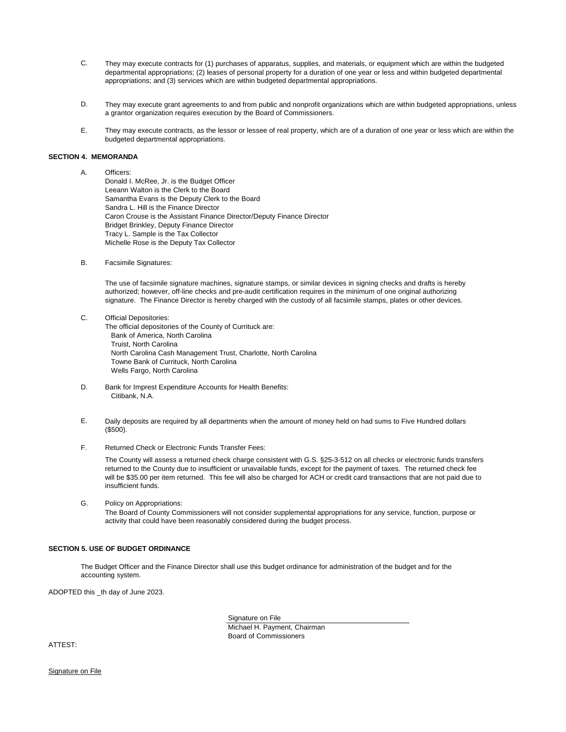C. They may execute contracts for (1) purchases of apparatus, supplies, and materials, or equipment which are within the budgeted departmental appropriations; (2) leases of personal property for a duration of one year or less and within budgeted departmental appropriations; and (3) services which are within budgeted departmental appropriations.

D. They may execute grant agreements to and from public and nonprofit organizations which are within budgeted appropriations, unless a grantor organization requires execution by the Board of Commissioners.

E. They may execute contracts, as the lessor or lessee of real property, which are of a duration of one year or less which are within the budgeted departmental appropriations.

**SECTION 4. MEMORANDA**

A. Officers:
Donald I. McRee, Jr. is the Budget Officer
Leeann Walton is the Clerk to the Board
Samantha Evans is the Deputy Clerk to the Board
Sandra L. Hill is the Finance Director
Caron Crouse is the Assistant Finance Director/Deputy Finance Director
Bridget Brinkley, Deputy Finance Director
Tracy L. Sample is the Tax Collector
Michelle Rose is the Deputy Tax Collector

B. Facsimile Signatures:

The use of facsimile signature machines, signature stamps, or similar devices in signing checks and drafts is hereby authorized; however, off-line checks and pre-audit certification requires in the minimum of one original authorizing signature. The Finance Director is hereby charged with the custody of all facsimile stamps, plates or other devices.

C. Official Depositories:
The official depositories of the County of Currituck are:
Bank of America, North Carolina
Truist, North Carolina
North Carolina Cash Management Trust, Charlotte, North Carolina
Towne Bank of Currituck, North Carolina
Wells Fargo, North Carolina

D. Bank for Imprest Expenditure Accounts for Health Benefits:
Citibank, N.A.

E. Daily deposits are required by all departments when the amount of money held on had sums to Five Hundred dollars ($500).

F. Returned Check or Electronic Funds Transfer Fees:

The County will assess a returned check charge consistent with G.S. §25-3-512 on all checks or electronic funds transfers returned to the County due to insufficient or unavailable funds, except for the payment of taxes. The returned check fee will be $35.00 per item returned. This fee will also be charged for ACH or credit card transactions that are not paid due to insufficient funds.

G. Policy on Appropriations:
The Board of County Commissioners will not consider supplemental appropriations for any service, function, purpose or activity that could have been reasonably considered during the budget process.

**SECTION 5. USE OF BUDGET ORDINANCE**

The Budget Officer and the Finance Director shall use this budget ordinance for administration of the budget and for the accounting system.

ADOPTED this _th day of June 2023.

Signature on File
Michael H. Payment, Chairman
Board of Commissioners

ATTEST:

Signature on File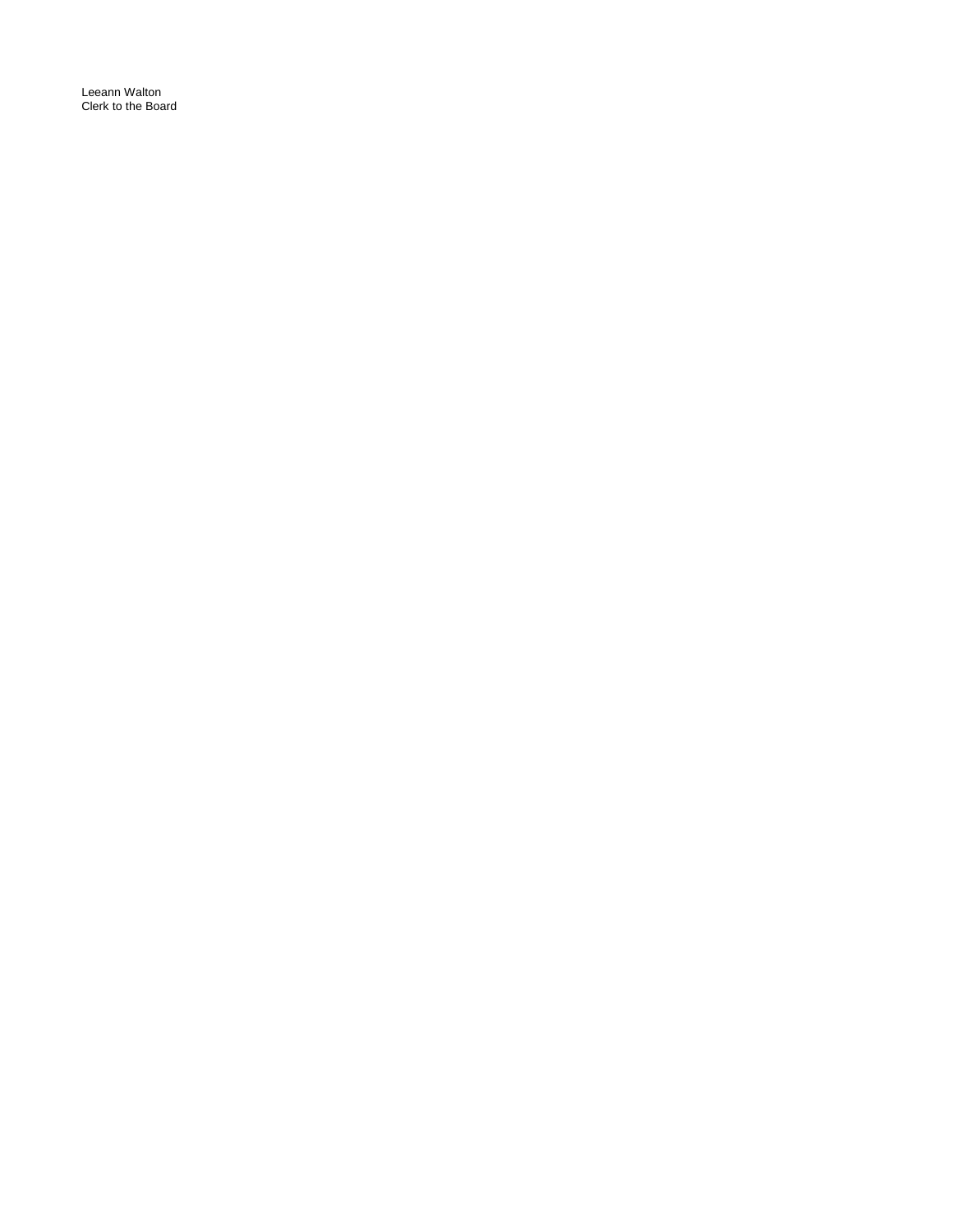Leeann Walton
Clerk to the Board